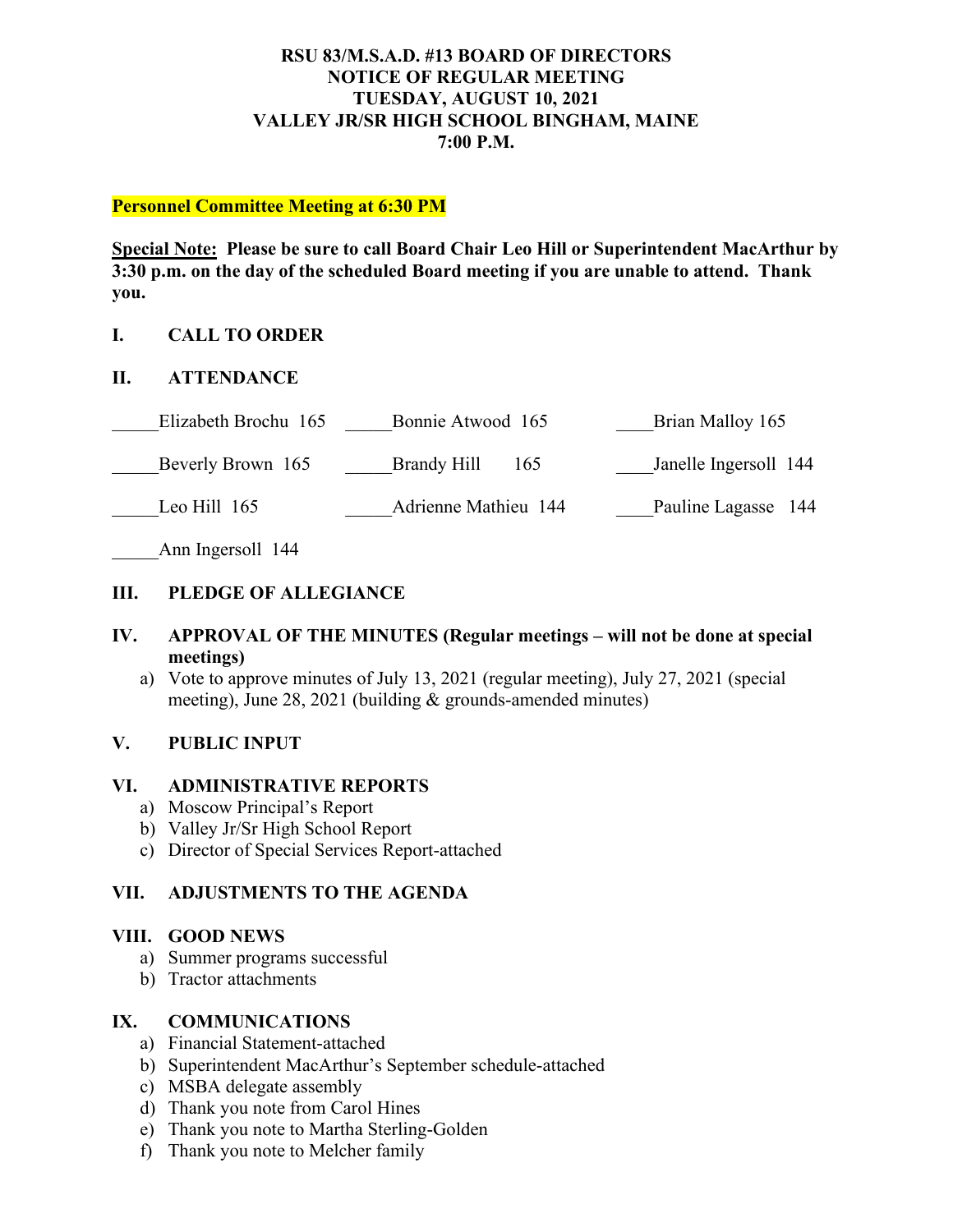**RSU 83/M.S.A.D. #13 BOARD OF DIRECTORS**
**NOTICE OF REGULAR MEETING**
**TUESDAY, AUGUST 10, 2021**
**VALLEY JR/SR HIGH SCHOOL BINGHAM, MAINE**
**7:00 P.M.**

**Personnel Committee Meeting at 6:30 PM**

**Special Note: Please be sure to call Board Chair Leo Hill or Superintendent MacArthur by 3:30 p.m. on the day of the scheduled Board meeting if you are unable to attend. Thank you.**

## I. CALL TO ORDER

## II. ATTENDANCE

_____Elizabeth Brochu 165 _____Bonnie Atwood 165 ____Brian Malloy 165

_____Beverly Brown 165 _____Brandy Hill 165 ____Janelle Ingersoll 144

_____Leo Hill 165 _____Adrienne Mathieu 144 ____Pauline Lagasse 144

_____Ann Ingersoll 144

## III. PLEDGE OF ALLEGIANCE

## IV. APPROVAL OF THE MINUTES (Regular meetings – will not be done at special meetings)

a) Vote to approve minutes of July 13, 2021 (regular meeting), July 27, 2021 (special meeting), June 28, 2021 (building & grounds-amended minutes)

## V. PUBLIC INPUT

## VI. ADMINISTRATIVE REPORTS

a) Moscow Principal's Report
b) Valley Jr/Sr High School Report
c) Director of Special Services Report-attached

## VII. ADJUSTMENTS TO THE AGENDA

## VIII. GOOD NEWS

a) Summer programs successful
b) Tractor attachments

## IX. COMMUNICATIONS

a) Financial Statement-attached
b) Superintendent MacArthur's September schedule-attached
c) MSBA delegate assembly
d) Thank you note from Carol Hines
e) Thank you note to Martha Sterling-Golden
f) Thank you note to Melcher family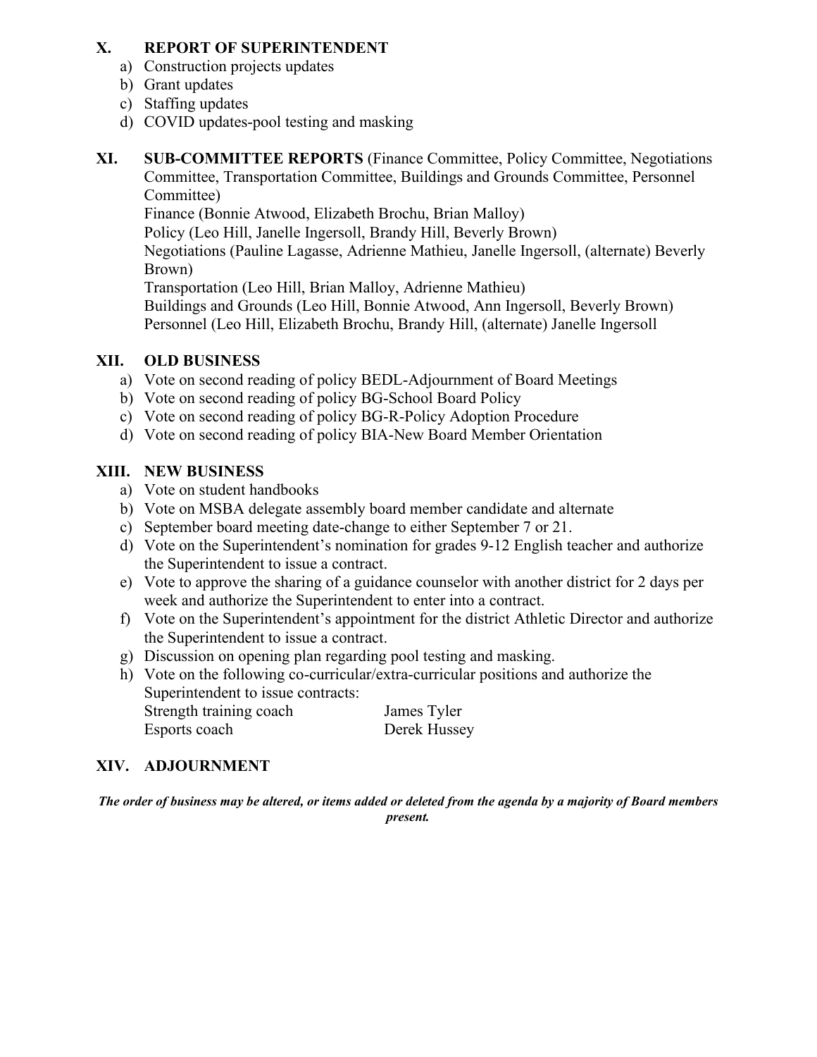## X. REPORT OF SUPERINTENDENT

a) Construction projects updates
b) Grant updates
c) Staffing updates
d) COVID updates-pool testing and masking

## XI. SUB-COMMITTEE REPORTS (Finance Committee, Policy Committee, Negotiations Committee, Transportation Committee, Buildings and Grounds Committee, Personnel Committee)

Finance (Bonnie Atwood, Elizabeth Brochu, Brian Malloy)
Policy (Leo Hill, Janelle Ingersoll, Brandy Hill, Beverly Brown)
Negotiations (Pauline Lagasse, Adrienne Mathieu, Janelle Ingersoll, (alternate) Beverly Brown)
Transportation (Leo Hill, Brian Malloy, Adrienne Mathieu)
Buildings and Grounds (Leo Hill, Bonnie Atwood, Ann Ingersoll, Beverly Brown)
Personnel (Leo Hill, Elizabeth Brochu, Brandy Hill, (alternate) Janelle Ingersoll

## XII. OLD BUSINESS

a) Vote on second reading of policy BEDL-Adjournment of Board Meetings
b) Vote on second reading of policy BG-School Board Policy
c) Vote on second reading of policy BG-R-Policy Adoption Procedure
d) Vote on second reading of policy BIA-New Board Member Orientation

## XIII. NEW BUSINESS

a) Vote on student handbooks
b) Vote on MSBA delegate assembly board member candidate and alternate
c) September board meeting date-change to either September 7 or 21.
d) Vote on the Superintendent's nomination for grades 9-12 English teacher and authorize the Superintendent to issue a contract.
e) Vote to approve the sharing of a guidance counselor with another district for 2 days per week and authorize the Superintendent to enter into a contract.
f) Vote on the Superintendent's appointment for the district Athletic Director and authorize the Superintendent to issue a contract.
g) Discussion on opening plan regarding pool testing and masking.
h) Vote on the following co-curricular/extra-curricular positions and authorize the Superintendent to issue contracts:

| | |
|---|---|
| Strength training coach | James Tyler |
| Esports coach | Derek Hussey |

## XIV. ADJOURNMENT

***The order of business may be altered, or items added or deleted from the agenda by a majority of Board members present.***